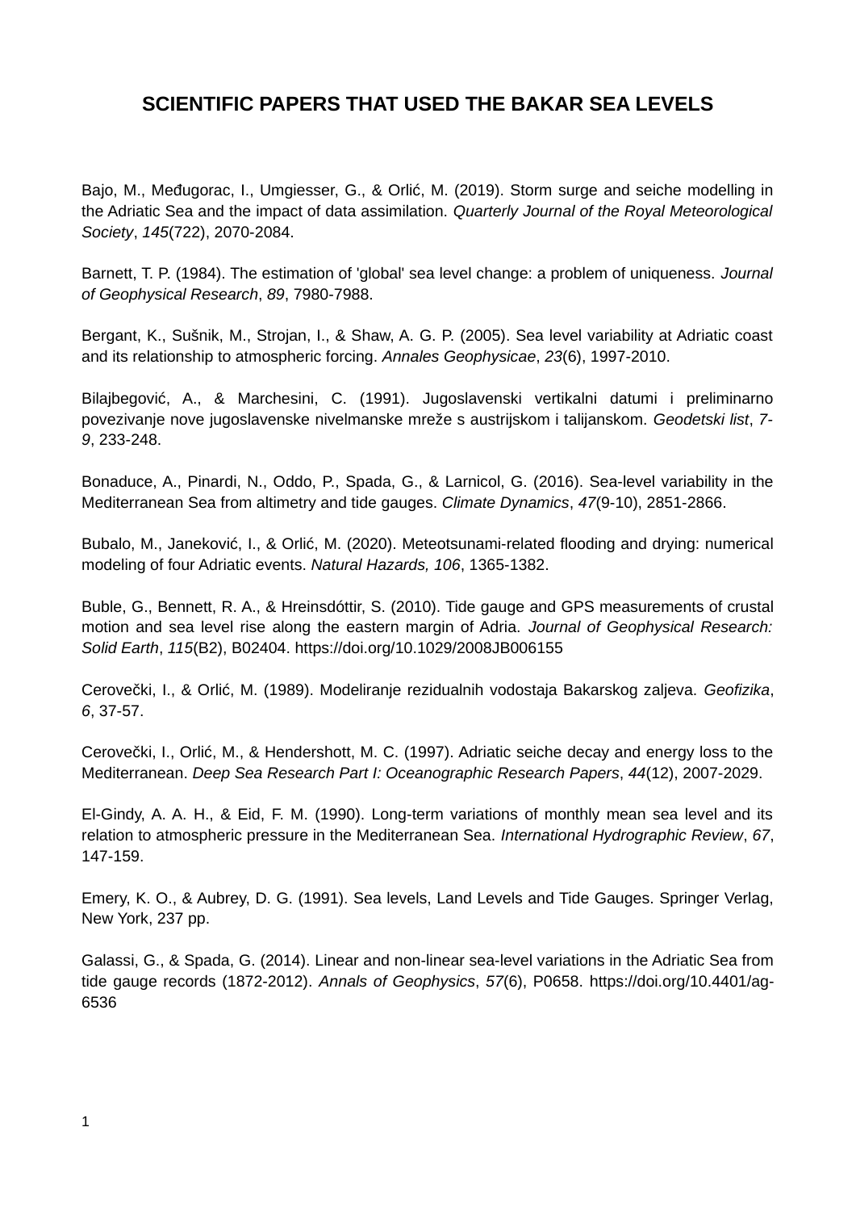# SCIENTIFIC PAPERS THAT USED THE BAKAR SEA LEVELS

Bajo, M., Međugorac, I., Umgiesser, G., & Orlić, M. (2019). Storm surge and seiche modelling in the Adriatic Sea and the impact of data assimilation. *Quarterly Journal of the Royal Meteorological Society*, *145*(722), 2070-2084.

Barnett, T. P. (1984). The estimation of 'global' sea level change: a problem of uniqueness. *Journal of Geophysical Research*, *89*, 7980-7988.

Bergant, K., Sušnik, M., Strojan, I., & Shaw, A. G. P. (2005). Sea level variability at Adriatic coast and its relationship to atmospheric forcing. *Annales Geophysicae*, *23*(6), 1997-2010.

Bilajbegović, A., & Marchesini, C. (1991). Jugoslavenski vertikalni datumi i preliminarno povezivanje nove jugoslavenske nivelmanske mreže s austrijskom i talijanskom. *Geodetski list*, *7-9*, 233-248.

Bonaduce, A., Pinardi, N., Oddo, P., Spada, G., & Larnicol, G. (2016). Sea-level variability in the Mediterranean Sea from altimetry and tide gauges. *Climate Dynamics*, *47*(9-10), 2851-2866.

Bubalo, M., Janeković, I., & Orlić, M. (2020). Meteotsunami-related flooding and drying: numerical modeling of four Adriatic events. *Natural Hazards, 106*, 1365-1382.

Buble, G., Bennett, R. A., & Hreinsdóttir, S. (2010). Tide gauge and GPS measurements of crustal motion and sea level rise along the eastern margin of Adria. *Journal of Geophysical Research: Solid Earth*, *115*(B2), B02404. https://doi.org/10.1029/2008JB006155

Cerovečki, I., & Orlić, M. (1989). Modeliranje rezidualnih vodostaja Bakarskog zaljeva. *Geofizika*, *6*, 37-57.

Cerovečki, I., Orlić, M., & Hendershott, M. C. (1997). Adriatic seiche decay and energy loss to the Mediterranean. *Deep Sea Research Part I: Oceanographic Research Papers*, *44*(12), 2007-2029.

El-Gindy, A. A. H., & Eid, F. M. (1990). Long-term variations of monthly mean sea level and its relation to atmospheric pressure in the Mediterranean Sea. *International Hydrographic Review*, *67*, 147-159.

Emery, K. O., & Aubrey, D. G. (1991). Sea levels, Land Levels and Tide Gauges. Springer Verlag, New York, 237 pp.

Galassi, G., & Spada, G. (2014). Linear and non-linear sea-level variations in the Adriatic Sea from tide gauge records (1872-2012). *Annals of Geophysics*, *57*(6), P0658. https://doi.org/10.4401/ag-6536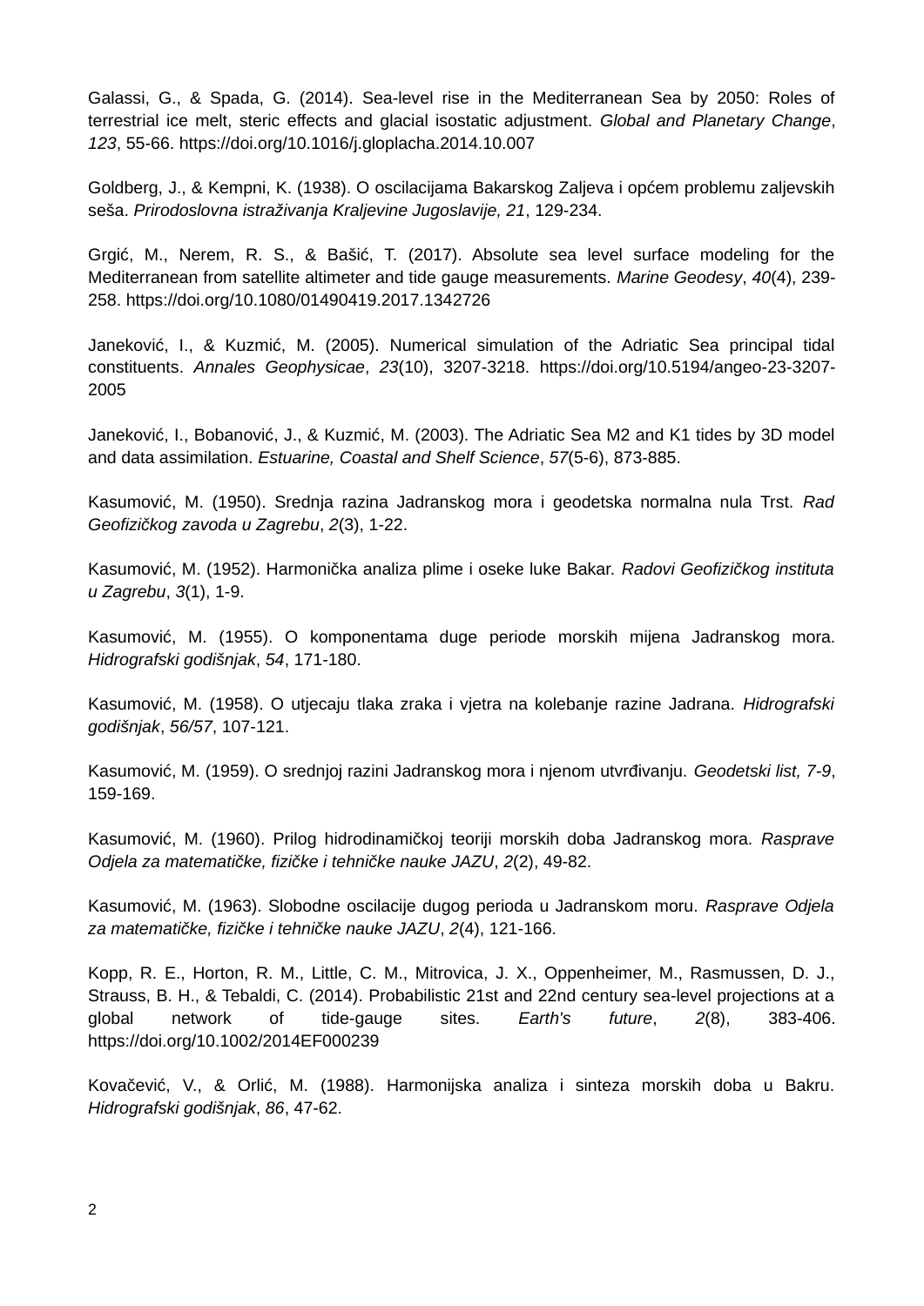Galassi, G., & Spada, G. (2014). Sea-level rise in the Mediterranean Sea by 2050: Roles of terrestrial ice melt, steric effects and glacial isostatic adjustment. *Global and Planetary Change*, *123*, 55-66. https://doi.org/10.1016/j.gloplacha.2014.10.007

Goldberg, J., & Kempni, K. (1938). O oscilacijama Bakarskog Zaljeva i općem problemu zaljevskih seša. *Prirodoslovna istraživanja Kraljevine Jugoslavije, 21*, 129-234.

Grgić, M., Nerem, R. S., & Bašić, T. (2017). Absolute sea level surface modeling for the Mediterranean from satellite altimeter and tide gauge measurements. *Marine Geodesy*, *40*(4), 239-258. https://doi.org/10.1080/01490419.2017.1342726

Janeković, I., & Kuzmić, M. (2005). Numerical simulation of the Adriatic Sea principal tidal constituents. *Annales Geophysicae*, *23*(10), 3207-3218. https://doi.org/10.5194/angeo-23-3207-2005

Janeković, I., Bobanović, J., & Kuzmić, M. (2003). The Adriatic Sea M2 and K1 tides by 3D model and data assimilation. *Estuarine, Coastal and Shelf Science*, *57*(5-6), 873-885.

Kasumović, M. (1950). Srednja razina Jadranskog mora i geodetska normalna nula Trst. *Rad Geofizičkog zavoda u Zagrebu*, *2*(3), 1-22.

Kasumović, M. (1952). Harmonička analiza plime i oseke luke Bakar. *Radovi Geofizičkog instituta u Zagrebu*, *3*(1), 1-9.

Kasumović, M. (1955). O komponentama duge periode morskih mijena Jadranskog mora. *Hidrografski godišnjak*, *54*, 171-180.

Kasumović, M. (1958). O utjecaju tlaka zraka i vjetra na kolebanje razine Jadrana. *Hidrografski godišnjak*, *56/57*, 107-121.

Kasumović, M. (1959). O srednjoj razini Jadranskog mora i njenom utvrđivanju. *Geodetski list, 7-9*, 159-169.

Kasumović, M. (1960). Prilog hidrodinamičkoj teoriji morskih doba Jadranskog mora. *Rasprave Odjela za matematičke, fizičke i tehničke nauke JAZU*, *2*(2), 49-82.

Kasumović, M. (1963). Slobodne oscilacije dugog perioda u Jadranskom moru. *Rasprave Odjela za matematičke, fizičke i tehničke nauke JAZU*, *2*(4), 121-166.

Kopp, R. E., Horton, R. M., Little, C. M., Mitrovica, J. X., Oppenheimer, M., Rasmussen, D. J., Strauss, B. H., & Tebaldi, C. (2014). Probabilistic 21st and 22nd century sea-level projections at a global network of tide-gauge sites. *Earth's future*, *2*(8), 383-406. https://doi.org/10.1002/2014EF000239

Kovačević, V., & Orlić, M. (1988). Harmonijska analiza i sinteza morskih doba u Bakru. *Hidrografski godišnjak*, *86*, 47-62.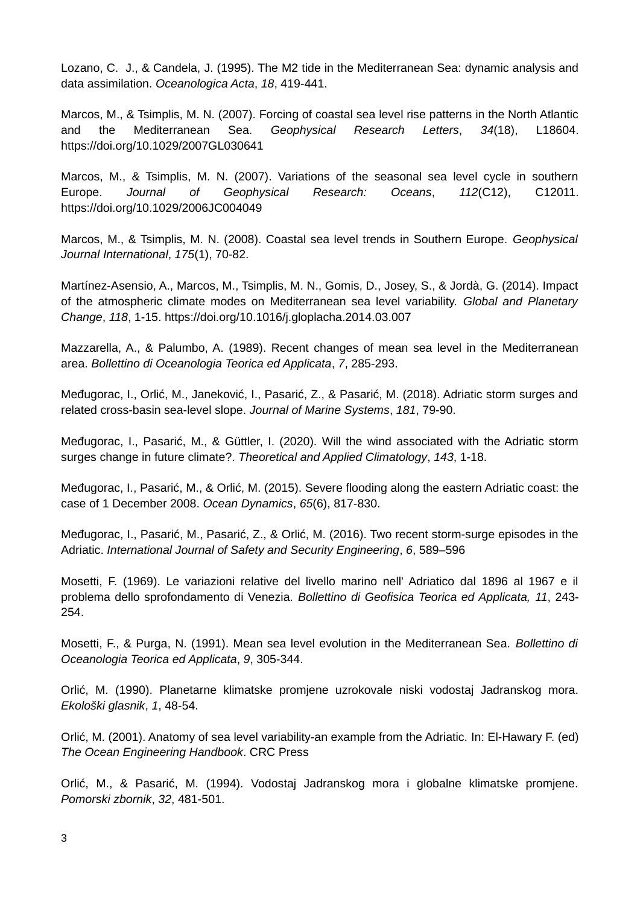Lozano, C.  J., & Candela, J. (1995). The M2 tide in the Mediterranean Sea: dynamic analysis and data assimilation. *Oceanologica Acta*, *18*, 419-441.

Marcos, M., & Tsimplis, M. N. (2007). Forcing of coastal sea level rise patterns in the North Atlantic and the Mediterranean Sea. *Geophysical Research Letters*, *34*(18), L18604. https://doi.org/10.1029/2007GL030641

Marcos, M., & Tsimplis, M. N. (2007). Variations of the seasonal sea level cycle in southern Europe. *Journal of Geophysical Research: Oceans*, *112*(C12), C12011. https://doi.org/10.1029/2006JC004049

Marcos, M., & Tsimplis, M. N. (2008). Coastal sea level trends in Southern Europe. *Geophysical Journal International*, *175*(1), 70-82.

Martínez-Asensio, A., Marcos, M., Tsimplis, M. N., Gomis, D., Josey, S., & Jordà, G. (2014). Impact of the atmospheric climate modes on Mediterranean sea level variability. *Global and Planetary Change*, *118*, 1-15. https://doi.org/10.1016/j.gloplacha.2014.03.007

Mazzarella, A., & Palumbo, A. (1989). Recent changes of mean sea level in the Mediterranean area. *Bollettino di Oceanologia Teorica ed Applicata*, *7*, 285-293.

Međugorac, I., Orlić, M., Janeković, I., Pasarić, Z., & Pasarić, M. (2018). Adriatic storm surges and related cross-basin sea-level slope. *Journal of Marine Systems*, *181*, 79-90.

Međugorac, I., Pasarić, M., & Güttler, I. (2020). Will the wind associated with the Adriatic storm surges change in future climate?. *Theoretical and Applied Climatology*, *143*, 1-18.

Međugorac, I., Pasarić, M., & Orlić, M. (2015). Severe flooding along the eastern Adriatic coast: the case of 1 December 2008. *Ocean Dynamics*, *65*(6), 817-830.

Međugorac, I., Pasarić, M., Pasarić, Z., & Orlić, M. (2016). Two recent storm-surge episodes in the Adriatic. *International Journal of Safety and Security Engineering*, *6*, 589–596

Mosetti, F. (1969). Le variazioni relative del livello marino nell' Adriatico dal 1896 al 1967 e il problema dello sprofondamento di Venezia. *Bollettino di Geofisica Teorica ed Applicata, 11*, 243-254.

Mosetti, F., & Purga, N. (1991). Mean sea level evolution in the Mediterranean Sea. *Bollettino di Oceanologia Teorica ed Applicata*, *9*, 305-344.

Orlić, M. (1990). Planetarne klimatske promjene uzrokovale niski vodostaj Jadranskog mora. *Ekološki glasnik*, *1*, 48-54.

Orlić, M. (2001). Anatomy of sea level variability-an example from the Adriatic. In: El-Hawary F. (ed) *The Ocean Engineering Handbook*. CRC Press

Orlić, M., & Pasarić, M. (1994). Vodostaj Jadranskog mora i globalne klimatske promjene. *Pomorski zbornik*, *32*, 481-501.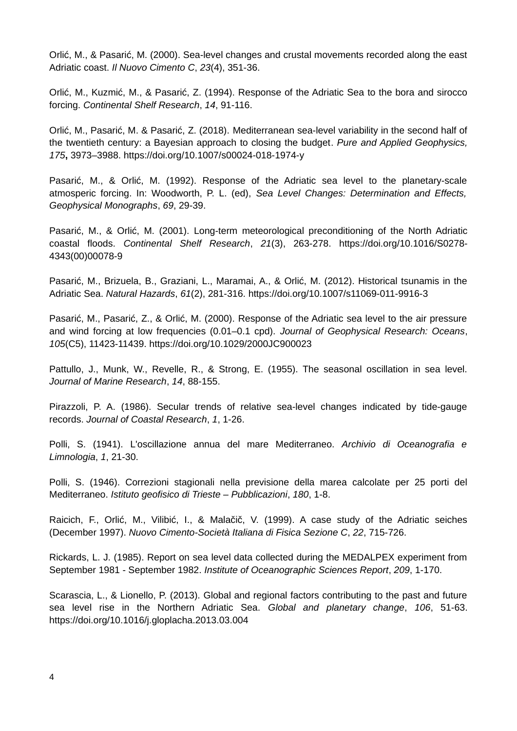Orlić, M., & Pasarić, M. (2000). Sea-level changes and crustal movements recorded along the east Adriatic coast. *Il Nuovo Cimento C*, *23*(4), 351-36.

Orlić, M., Kuzmić, M., & Pasarić, Z. (1994). Response of the Adriatic Sea to the bora and sirocco forcing. *Continental Shelf Research*, *14*, 91-116.

Orlić, M., Pasarić, M. & Pasarić, Z. (2018). Mediterranean sea-level variability in the second half of the twentieth century: a Bayesian approach to closing the budget. *Pure and Applied Geophysics, 175***,** 3973–3988. https://doi.org/10.1007/s00024-018-1974-y

Pasarić, M., & Orlić, M. (1992). Response of the Adriatic sea level to the planetary-scale atmosperic forcing. In: Woodworth, P. L. (ed), *Sea Level Changes: Determination and Effects, Geophysical Monographs*, *69*, 29-39.

Pasarić, M., & Orlić, M. (2001). Long-term meteorological preconditioning of the North Adriatic coastal floods. *Continental Shelf Research*, *21*(3), 263-278. https://doi.org/10.1016/S0278-4343(00)00078-9

Pasarić, M., Brizuela, B., Graziani, L., Maramai, A., & Orlić, M. (2012). Historical tsunamis in the Adriatic Sea. *Natural Hazards*, *61*(2), 281-316. https://doi.org/10.1007/s11069-011-9916-3

Pasarić, M., Pasarić, Z., & Orlić, M. (2000). Response of the Adriatic sea level to the air pressure and wind forcing at low frequencies (0.01–0.1 cpd). *Journal of Geophysical Research: Oceans*, *105*(C5), 11423-11439. https://doi.org/10.1029/2000JC900023

Pattullo, J., Munk, W., Revelle, R., & Strong, E. (1955). The seasonal oscillation in sea level. *Journal of Marine Research*, *14*, 88-155.

Pirazzoli, P. A. (1986). Secular trends of relative sea-level changes indicated by tide-gauge records. *Journal of Coastal Research*, *1*, 1-26.

Polli, S. (1941). L'oscillazione annua del mare Mediterraneo. *Archivio di Oceanografia e Limnologia*, *1*, 21-30.

Polli, S. (1946). Correzioni stagionali nella previsione della marea calcolate per 25 porti del Mediterraneo. *Istituto geofisico di Trieste – Pubblicazioni*, *180*, 1-8.

Raicich, F., Orlić, M., Vilibić, I., & Malačič, V. (1999). A case study of the Adriatic seiches (December 1997). *Nuovo Cimento-Società Italiana di Fisica Sezione C*, *22*, 715-726.

Rickards, L. J. (1985). Report on sea level data collected during the MEDALPEX experiment from September 1981 - September 1982. *Institute of Oceanographic Sciences Report*, *209*, 1-170.

Scarascia, L., & Lionello, P. (2013). Global and regional factors contributing to the past and future sea level rise in the Northern Adriatic Sea. *Global and planetary change*, *106*, 51-63. https://doi.org/10.1016/j.gloplacha.2013.03.004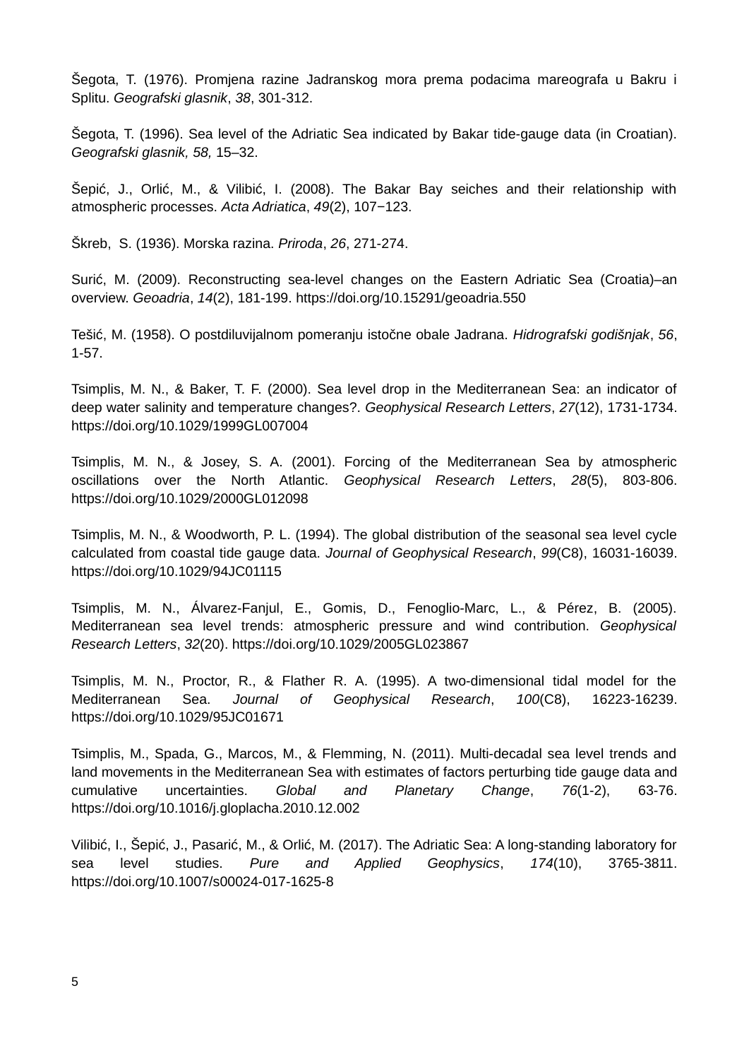Šegota, T. (1976). Promjena razine Jadranskog mora prema podacima mareografa u Bakru i Splitu. *Geografski glasnik*, *38*, 301-312.

Šegota, T. (1996). Sea level of the Adriatic Sea indicated by Bakar tide-gauge data (in Croatian). *Geografski glasnik, 58,* 15–32.

Šepić, J., Orlić, M., & Vilibić, I. (2008). The Bakar Bay seiches and their relationship with atmospheric processes. *Acta Adriatica*, *49*(2), 107−123.

Škreb, S. (1936). Morska razina. *Priroda*, *26*, 271-274.

Surić, M. (2009). Reconstructing sea-level changes on the Eastern Adriatic Sea (Croatia)–an overview. *Geoadria*, *14*(2), 181-199. https://doi.org/10.15291/geoadria.550

Tešić, M. (1958). O postdiluvijalnom pomeranju istočne obale Jadrana. *Hidrografski godišnjak*, *56*, 1-57.

Tsimplis, M. N., & Baker, T. F. (2000). Sea level drop in the Mediterranean Sea: an indicator of deep water salinity and temperature changes?. *Geophysical Research Letters*, *27*(12), 1731-1734. https://doi.org/10.1029/1999GL007004

Tsimplis, M. N., & Josey, S. A. (2001). Forcing of the Mediterranean Sea by atmospheric oscillations over the North Atlantic. *Geophysical Research Letters*, *28*(5), 803-806. https://doi.org/10.1029/2000GL012098

Tsimplis, M. N., & Woodworth, P. L. (1994). The global distribution of the seasonal sea level cycle calculated from coastal tide gauge data. *Journal of Geophysical Research*, *99*(C8), 16031-16039. https://doi.org/10.1029/94JC01115

Tsimplis, M. N., Álvarez-Fanjul, E., Gomis, D., Fenoglio-Marc, L., & Pérez, B. (2005). Mediterranean sea level trends: atmospheric pressure and wind contribution. *Geophysical Research Letters*, *32*(20). https://doi.org/10.1029/2005GL023867

Tsimplis, M. N., Proctor, R., & Flather R. A. (1995). A two-dimensional tidal model for the Mediterranean Sea. *Journal of Geophysical Research*, *100*(C8), 16223-16239. https://doi.org/10.1029/95JC01671

Tsimplis, M., Spada, G., Marcos, M., & Flemming, N. (2011). Multi-decadal sea level trends and land movements in the Mediterranean Sea with estimates of factors perturbing tide gauge data and cumulative uncertainties. *Global and Planetary Change*, *76*(1-2), 63-76. https://doi.org/10.1016/j.gloplacha.2010.12.002

Vilibić, I., Šepić, J., Pasarić, M., & Orlić, M. (2017). The Adriatic Sea: A long-standing laboratory for sea level studies. *Pure and Applied Geophysics*, *174*(10), 3765-3811. https://doi.org/10.1007/s00024-017-1625-8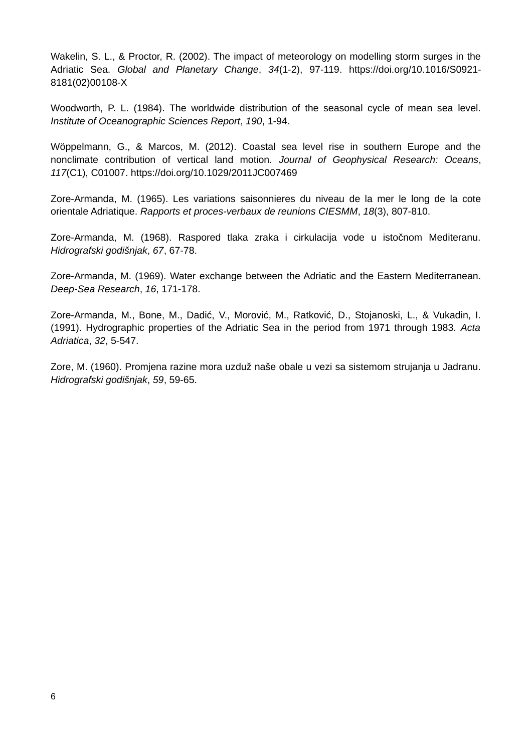Wakelin, S. L., & Proctor, R. (2002). The impact of meteorology on modelling storm surges in the Adriatic Sea. *Global and Planetary Change*, *34*(1-2), 97-119. https://doi.org/10.1016/S0921-8181(02)00108-X

Woodworth, P. L. (1984). The worldwide distribution of the seasonal cycle of mean sea level. *Institute of Oceanographic Sciences Report*, *190*, 1-94.

Wöppelmann, G., & Marcos, M. (2012). Coastal sea level rise in southern Europe and the nonclimate contribution of vertical land motion. *Journal of Geophysical Research: Oceans*, *117*(C1), C01007. https://doi.org/10.1029/2011JC007469

Zore-Armanda, M. (1965). Les variations saisonnieres du niveau de la mer le long de la cote orientale Adriatique. *Rapports et proces-verbaux de reunions CIESMM*, *18*(3), 807-810.

Zore-Armanda, M. (1968). Raspored tlaka zraka i cirkulacija vode u istočnom Mediteranu. *Hidrografski godišnjak*, *67*, 67-78.

Zore-Armanda, M. (1969). Water exchange between the Adriatic and the Eastern Mediterranean. *Deep-Sea Research*, *16*, 171-178.

Zore-Armanda, M., Bone, M., Dadić, V., Morović, M., Ratković, D., Stojanoski, L., & Vukadin, I. (1991). Hydrographic properties of the Adriatic Sea in the period from 1971 through 1983. *Acta Adriatica*, *32*, 5-547.

Zore, M. (1960). Promjena razine mora uzduž naše obale u vezi sa sistemom strujanja u Jadranu. *Hidrografski godišnjak*, *59*, 59-65.